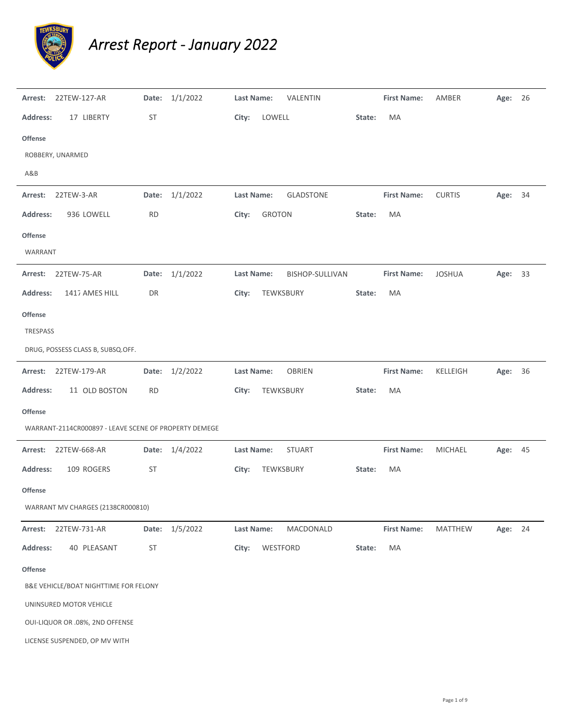# *Arrest Report - January 2022*

**Arrest:** 22TEW-127-AR **Date:** 1/1/2022 **Last Name:** VALENTIN **First Name:** AMBER **Age:** 26

**Address:** 17 LIBERTY ST **City:** LOWELL **State:** MA

**Offense**

ROBBERY, UNARMED

A&B

---

**Arrest:** 22TEW-3-AR **Date:** 1/1/2022 **Last Name:** GLADSTONE **First Name:** CURTIS **Age:** 34

**Address:** 936 LOWELL RD **City:** GROTON **State:** MA

**Offense**

WARRANT

---

**Arrest:** 22TEW-75-AR **Date:** 1/1/2022 **Last Name:** BISHOP-SULLIVAN **First Name:** JOSHUA **Age:** 33

**Address:** 1417 AMES HILL DR **City:** TEWKSBURY **State:** MA

**Offense**

TRESPASS

DRUG, POSSESS CLASS B, SUBSQ.OFF.

---

**Arrest:** 22TEW-179-AR **Date:** 1/2/2022 **Last Name:** OBRIEN **First Name:** KELLEIGH **Age:** 36

**Address:** 11 OLD BOSTON RD **City:** TEWKSBURY **State:** MA

**Offense**

WARRANT-2114CR000897 - LEAVE SCENE OF PROPERTY DEMEGE

---

**Arrest:** 22TEW-668-AR **Date:** 1/4/2022 **Last Name:** STUART **First Name:** MICHAEL **Age:** 45

**Address:** 109 ROGERS ST **City:** TEWKSBURY **State:** MA

**Offense**

WARRANT MV CHARGES (2138CR000810)

---

**Arrest:** 22TEW-731-AR **Date:** 1/5/2022 **Last Name:** MACDONALD **First Name:** MATTHEW **Age:** 24

**Address:** 40 PLEASANT ST **City:** WESTFORD **State:** MA

**Offense**

B&E VEHICLE/BOAT NIGHTTIME FOR FELONY

UNINSURED MOTOR VEHICLE

OUI-LIQUOR OR .08%, 2ND OFFENSE

LICENSE SUSPENDED, OP MV WITH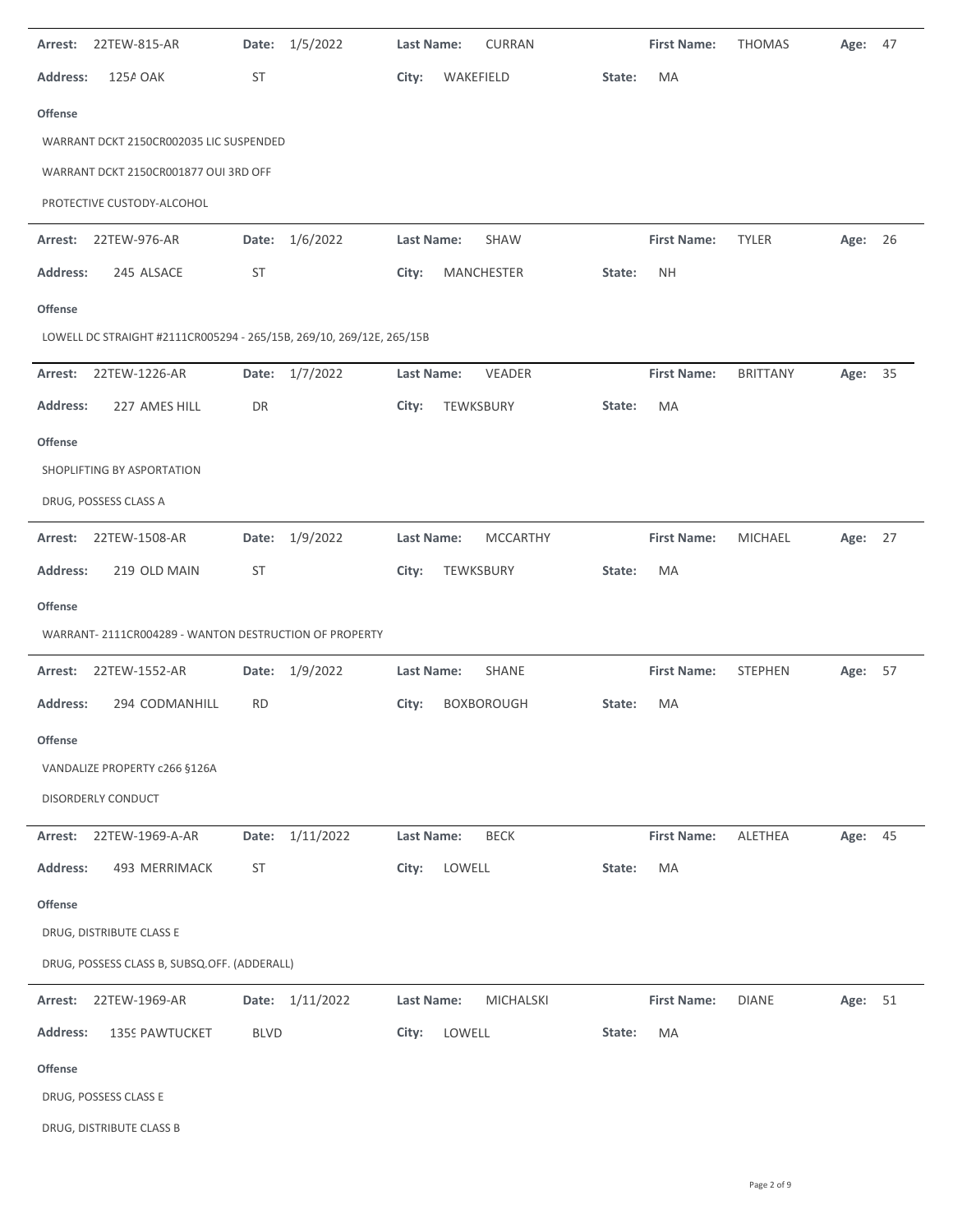**Arrest:** 22TEW-815-AR **Date:** 1/5/2022 **Last Name:** CURRAN **First Name:** THOMAS **Age:** 47

**Address:** 125A OAK ST **City:** WAKEFIELD **State:** MA

**Offense**

WARRANT DCKT 2150CR002035 LIC SUSPENDED

WARRANT DCKT 2150CR001877 OUI 3RD OFF

PROTECTIVE CUSTODY-ALCOHOL

---

**Arrest:** 22TEW-976-AR **Date:** 1/6/2022 **Last Name:** SHAW **First Name:** TYLER **Age:** 26

**Address:** 245 ALSACE ST **City:** MANCHESTER **State:** NH

**Offense**

LOWELL DC STRAIGHT #2111CR005294 - 265/15B, 269/10, 269/12E, 265/15B

---

**Arrest:** 22TEW-1226-AR **Date:** 1/7/2022 **Last Name:** VEADER **First Name:** BRITTANY **Age:** 35

**Address:** 227 AMES HILL DR **City:** TEWKSBURY **State:** MA

**Offense**

SHOPLIFTING BY ASPORTATION

DRUG, POSSESS CLASS A

---

**Arrest:** 22TEW-1508-AR **Date:** 1/9/2022 **Last Name:** MCCARTHY **First Name:** MICHAEL **Age:** 27

**Address:** 219 OLD MAIN ST **City:** TEWKSBURY **State:** MA

**Offense**

WARRANT- 2111CR004289 - WANTON DESTRUCTION OF PROPERTY

---

**Arrest:** 22TEW-1552-AR **Date:** 1/9/2022 **Last Name:** SHANE **First Name:** STEPHEN **Age:** 57

**Address:** 294 CODMANHILL RD **City:** BOXBOROUGH **State:** MA

**Offense**

VANDALIZE PROPERTY c266 §126A

DISORDERLY CONDUCT

---

**Arrest:** 22TEW-1969-A-AR **Date:** 1/11/2022 **Last Name:** BECK **First Name:** ALETHEA **Age:** 45

**Address:** 493 MERRIMACK ST **City:** LOWELL **State:** MA

**Offense**

DRUG, DISTRIBUTE CLASS E

DRUG, POSSESS CLASS B, SUBSQ.OFF. (ADDERALL)

---

**Arrest:** 22TEW-1969-AR **Date:** 1/11/2022 **Last Name:** MICHALSKI **First Name:** DIANE **Age:** 51

**Address:** 1359 PAWTUCKET BLVD **City:** LOWELL **State:** MA

**Offense**

DRUG, POSSESS CLASS E

DRUG, DISTRIBUTE CLASS B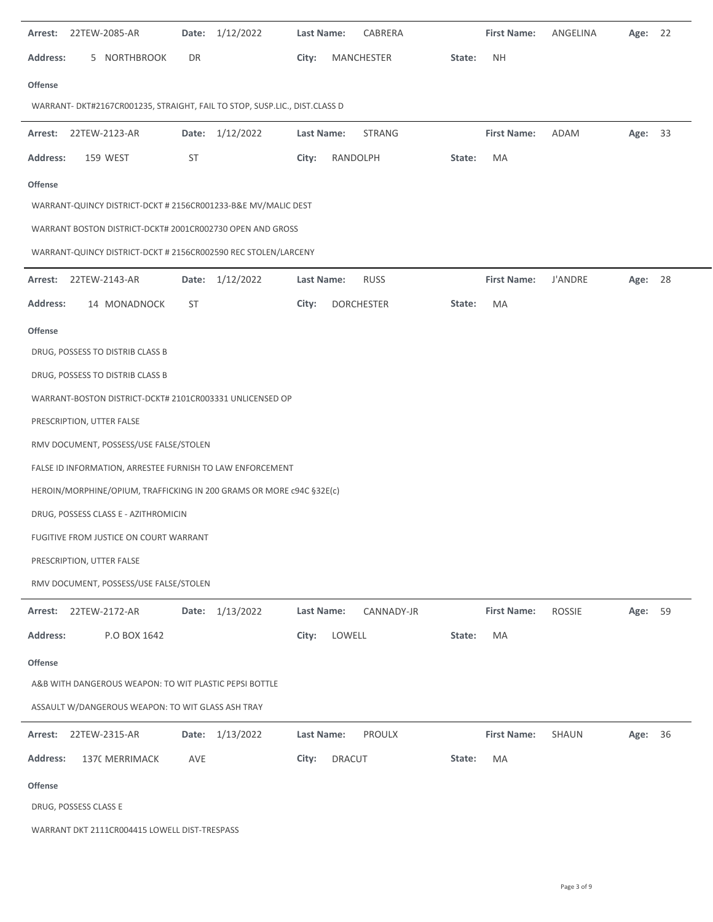**Arrest:** 22TEW-2085-AR **Date:** 1/12/2022 **Last Name:** CABRERA **First Name:** ANGELINA **Age:** 22

**Address:** 5 NORTHBROOK DR **City:** MANCHESTER **State:** NH

**Offense**

WARRANT- DKT#2167CR001235, STRAIGHT, FAIL TO STOP, SUSP.LIC., DIST.CLASS D

---

**Arrest:** 22TEW-2123-AR **Date:** 1/12/2022 **Last Name:** STRANG **First Name:** ADAM **Age:** 33

**Address:** 159 WEST ST **City:** RANDOLPH **State:** MA

**Offense**

WARRANT-QUINCY DISTRICT-DCKT # 2156CR001233-B&E MV/MALIC DEST

WARRANT BOSTON DISTRICT-DCKT# 2001CR002730 OPEN AND GROSS

WARRANT-QUINCY DISTRICT-DCKT # 2156CR002590 REC STOLEN/LARCENY

---

**Arrest:** 22TEW-2143-AR **Date:** 1/12/2022 **Last Name:** RUSS **First Name:** J'ANDRE **Age:** 28

**Address:** 14 MONADNOCK ST **City:** DORCHESTER **State:** MA

**Offense**

DRUG, POSSESS TO DISTRIB CLASS B

DRUG, POSSESS TO DISTRIB CLASS B

WARRANT-BOSTON DISTRICT-DCKT# 2101CR003331 UNLICENSED OP

PRESCRIPTION, UTTER FALSE

RMV DOCUMENT, POSSESS/USE FALSE/STOLEN

FALSE ID INFORMATION, ARRESTEE FURNISH TO LAW ENFORCEMENT

HEROIN/MORPHINE/OPIUM, TRAFFICKING IN 200 GRAMS OR MORE c94C §32E(c)

DRUG, POSSESS CLASS E - AZITHROMICIN

FUGITIVE FROM JUSTICE ON COURT WARRANT

PRESCRIPTION, UTTER FALSE

RMV DOCUMENT, POSSESS/USE FALSE/STOLEN

---

**Arrest:** 22TEW-2172-AR **Date:** 1/13/2022 **Last Name:** CANNADY-JR **First Name:** ROSSIE **Age:** 59

**Address:** P.O BOX 1642 **City:** LOWELL **State:** MA

**Offense**

A&B WITH DANGEROUS WEAPON: TO WIT PLASTIC PEPSI BOTTLE

ASSAULT W/DANGEROUS WEAPON: TO WIT GLASS ASH TRAY

---

**Arrest:** 22TEW-2315-AR **Date:** 1/13/2022 **Last Name:** PROULX **First Name:** SHAUN **Age:** 36

**Address:** 137( MERRIMACK AVE **City:** DRACUT **State:** MA

**Offense**

DRUG, POSSESS CLASS E

WARRANT DKT 2111CR004415 LOWELL DIST-TRESPASS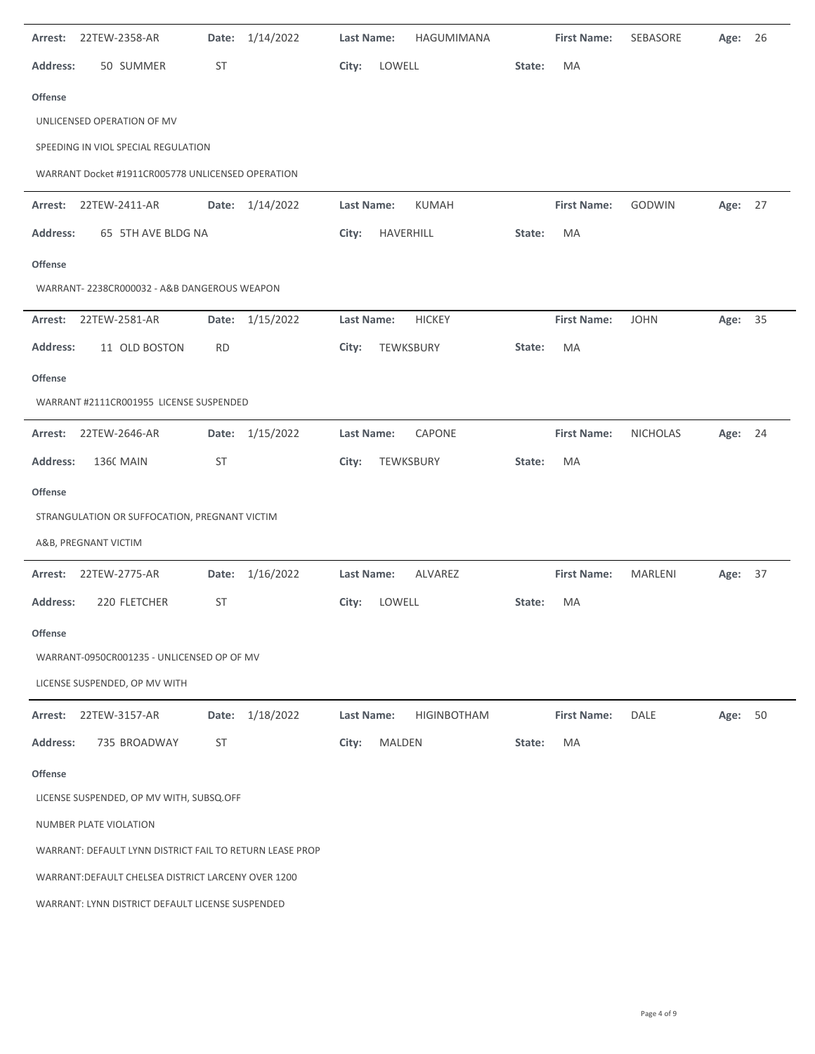**Arrest:** 22TEW-2358-AR **Date:** 1/14/2022 **Last Name:** HAGUMIMANA **First Name:** SEBASORE **Age:** 26

**Address:** 50 SUMMER ST **City:** LOWELL **State:** MA

**Offense**

UNLICENSED OPERATION OF MV

SPEEDING IN VIOL SPECIAL REGULATION

WARRANT Docket #1911CR005778 UNLICENSED OPERATION

---

**Arrest:** 22TEW-2411-AR **Date:** 1/14/2022 **Last Name:** KUMAH **First Name:** GODWIN **Age:** 27

**Address:** 65 5TH AVE BLDG NA **City:** HAVERHILL **State:** MA

**Offense**

WARRANT- 2238CR000032 - A&B DANGEROUS WEAPON

---

**Arrest:** 22TEW-2581-AR **Date:** 1/15/2022 **Last Name:** HICKEY **First Name:** JOHN **Age:** 35

**Address:** 11 OLD BOSTON RD **City:** TEWKSBURY **State:** MA

**Offense**

WARRANT #2111CR001955 LICENSE SUSPENDED

---

**Arrest:** 22TEW-2646-AR **Date:** 1/15/2022 **Last Name:** CAPONE **First Name:** NICHOLAS **Age:** 24

**Address:** 136( MAIN ST **City:** TEWKSBURY **State:** MA

**Offense**

STRANGULATION OR SUFFOCATION, PREGNANT VICTIM

A&B, PREGNANT VICTIM

---

**Arrest:** 22TEW-2775-AR **Date:** 1/16/2022 **Last Name:** ALVAREZ **First Name:** MARLENI **Age:** 37

**Address:** 220 FLETCHER ST **City:** LOWELL **State:** MA

**Offense**

WARRANT-0950CR001235 - UNLICENSED OP OF MV

LICENSE SUSPENDED, OP MV WITH

---

**Arrest:** 22TEW-3157-AR **Date:** 1/18/2022 **Last Name:** HIGINBOTHAM **First Name:** DALE **Age:** 50

**Address:** 735 BROADWAY ST **City:** MALDEN **State:** MA

**Offense**

LICENSE SUSPENDED, OP MV WITH, SUBSQ.OFF

NUMBER PLATE VIOLATION

WARRANT: DEFAULT LYNN DISTRICT FAIL TO RETURN LEASE PROP

WARRANT:DEFAULT CHELSEA DISTRICT LARCENY OVER 1200

WARRANT: LYNN DISTRICT DEFAULT LICENSE SUSPENDED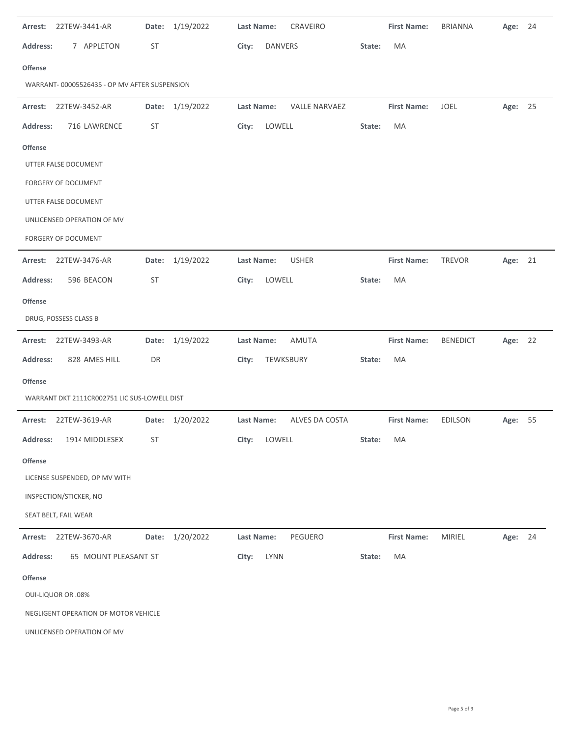**Arrest:** 22TEW-3441-AR **Date:** 1/19/2022 **Last Name:** CRAVEIRO **First Name:** BRIANNA **Age:** 24

**Address:** 7 APPLETON ST **City:** DANVERS **State:** MA

**Offense**

WARRANT- 00005526435 - OP MV AFTER SUSPENSION

---

**Arrest:** 22TEW-3452-AR **Date:** 1/19/2022 **Last Name:** VALLE NARVAEZ **First Name:** JOEL **Age:** 25

**Address:** 716 LAWRENCE ST **City:** LOWELL **State:** MA

**Offense**

UTTER FALSE DOCUMENT

FORGERY OF DOCUMENT

UTTER FALSE DOCUMENT

UNLICENSED OPERATION OF MV

FORGERY OF DOCUMENT

---

**Arrest:** 22TEW-3476-AR **Date:** 1/19/2022 **Last Name:** USHER **First Name:** TREVOR **Age:** 21

**Address:** 596 BEACON ST **City:** LOWELL **State:** MA

**Offense**

DRUG, POSSESS CLASS B

---

**Arrest:** 22TEW-3493-AR **Date:** 1/19/2022 **Last Name:** AMUTA **First Name:** BENEDICT **Age:** 22

**Address:** 828 AMES HILL DR **City:** TEWKSBURY **State:** MA

**Offense**

WARRANT DKT 2111CR002751 LIC SUS-LOWELL DIST

---

**Arrest:** 22TEW-3619-AR **Date:** 1/20/2022 **Last Name:** ALVES DA COSTA **First Name:** EDILSON **Age:** 55

**Address:** 1914 MIDDLESEX ST **City:** LOWELL **State:** MA

**Offense**

LICENSE SUSPENDED, OP MV WITH

INSPECTION/STICKER, NO

SEAT BELT, FAIL WEAR

---

**Arrest:** 22TEW-3670-AR **Date:** 1/20/2022 **Last Name:** PEGUERO **First Name:** MIRIEL **Age:** 24

**Address:** 65 MOUNT PLEASANT ST **City:** LYNN **State:** MA

**Offense**

OUI-LIQUOR OR .08%

NEGLIGENT OPERATION OF MOTOR VEHICLE

UNLICENSED OPERATION OF MV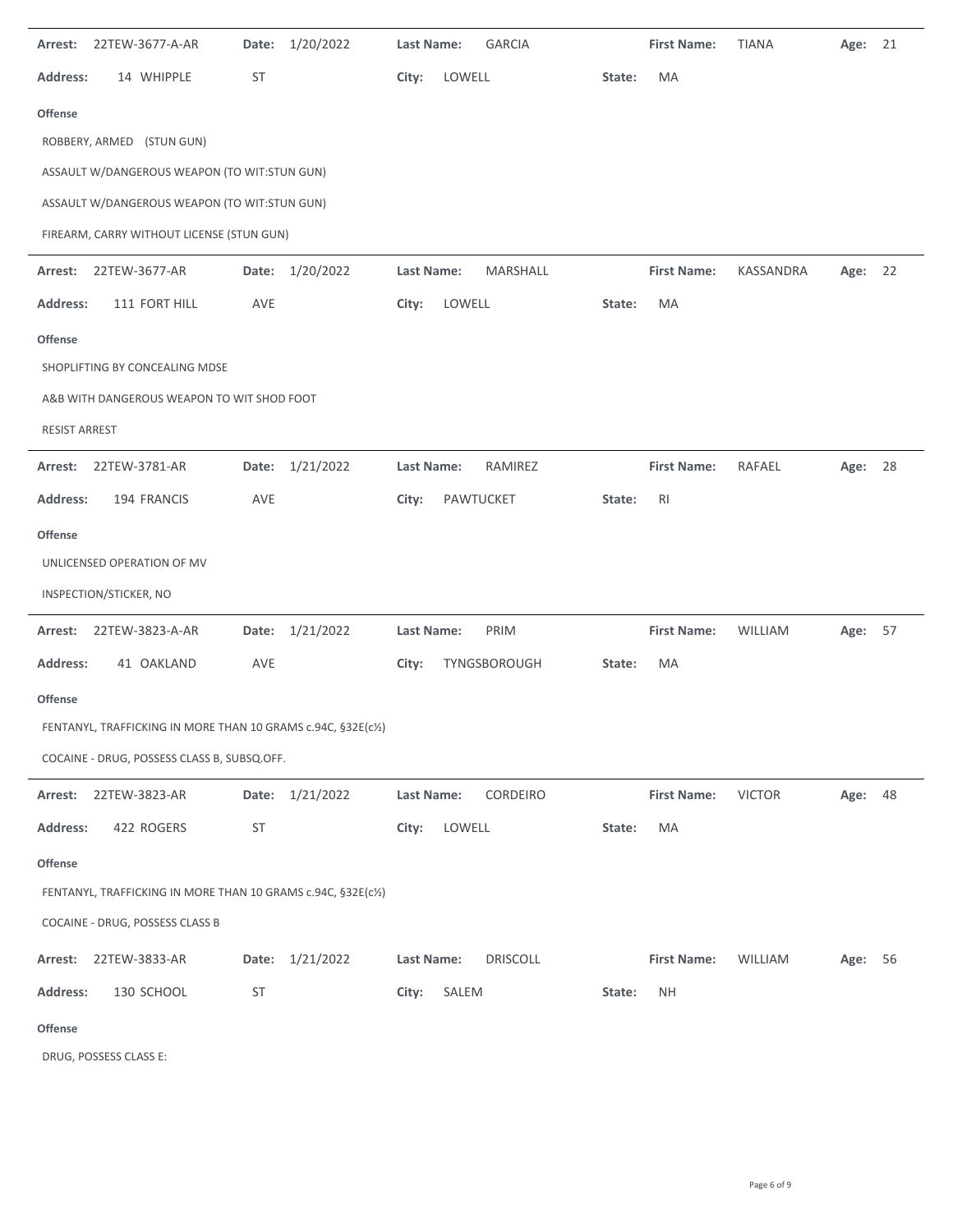**Arrest:** 22TEW-3677-A-AR **Date:** 1/20/2022 **Last Name:** GARCIA **First Name:** TIANA **Age:** 21

**Address:** 14 WHIPPLE ST **City:** LOWELL **State:** MA

**Offense**

ROBBERY, ARMED (STUN GUN)

ASSAULT W/DANGEROUS WEAPON (TO WIT:STUN GUN)

ASSAULT W/DANGEROUS WEAPON (TO WIT:STUN GUN)

FIREARM, CARRY WITHOUT LICENSE (STUN GUN)

---

**Arrest:** 22TEW-3677-AR **Date:** 1/20/2022 **Last Name:** MARSHALL **First Name:** KASSANDRA **Age:** 22

**Address:** 111 FORT HILL AVE **City:** LOWELL **State:** MA

**Offense**

SHOPLIFTING BY CONCEALING MDSE

A&B WITH DANGEROUS WEAPON TO WIT SHOD FOOT

RESIST ARREST

---

**Arrest:** 22TEW-3781-AR **Date:** 1/21/2022 **Last Name:** RAMIREZ **First Name:** RAFAEL **Age:** 28

**Address:** 194 FRANCIS AVE **City:** PAWTUCKET **State:** RI

**Offense**

UNLICENSED OPERATION OF MV

INSPECTION/STICKER, NO

---

**Arrest:** 22TEW-3823-A-AR **Date:** 1/21/2022 **Last Name:** PRIM **First Name:** WILLIAM **Age:** 57

**Address:** 41 OAKLAND AVE **City:** TYNGSBOROUGH **State:** MA

**Offense**

FENTANYL, TRAFFICKING IN MORE THAN 10 GRAMS c.94C, §32E(c½)

COCAINE - DRUG, POSSESS CLASS B, SUBSQ.OFF.

---

**Arrest:** 22TEW-3823-AR **Date:** 1/21/2022 **Last Name:** CORDEIRO **First Name:** VICTOR **Age:** 48

**Address:** 422 ROGERS ST **City:** LOWELL **State:** MA

**Offense**

FENTANYL, TRAFFICKING IN MORE THAN 10 GRAMS c.94C, §32E(c½)

COCAINE - DRUG, POSSESS CLASS B

**Arrest:** 22TEW-3833-AR **Date:** 1/21/2022 **Last Name:** DRISCOLL **First Name:** WILLIAM **Age:** 56

**Address:** 130 SCHOOL ST **City:** SALEM **State:** NH

**Offense**

DRUG, POSSESS CLASS E: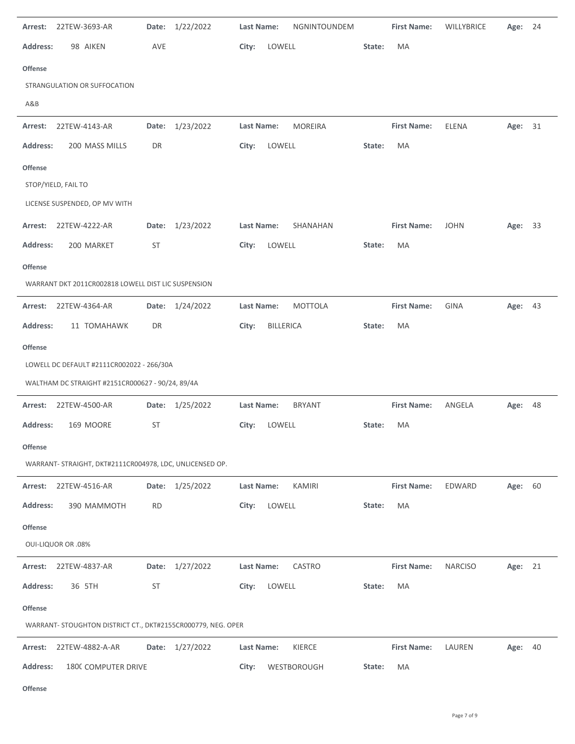**Arrest:** 22TEW-3693-AR **Date:** 1/22/2022 **Last Name:** NGNINTOUNDEM **First Name:** WILLYBRICE **Age:** 24

**Address:** 98 AIKEN AVE **City:** LOWELL **State:** MA

**Offense**

STRANGULATION OR SUFFOCATION

A&B

---

**Arrest:** 22TEW-4143-AR **Date:** 1/23/2022 **Last Name:** MOREIRA **First Name:** ELENA **Age:** 31

**Address:** 200 MASS MILLS DR **City:** LOWELL **State:** MA

**Offense**

STOP/YIELD, FAIL TO

LICENSE SUSPENDED, OP MV WITH

**Arrest:** 22TEW-4222-AR **Date:** 1/23/2022 **Last Name:** SHANAHAN **First Name:** JOHN **Age:** 33

**Address:** 200 MARKET ST **City:** LOWELL **State:** MA

**Offense**

WARRANT DKT 2011CR002818 LOWELL DIST LIC SUSPENSION

---

**Arrest:** 22TEW-4364-AR **Date:** 1/24/2022 **Last Name:** MOTTOLA **First Name:** GINA **Age:** 43

**Address:** 11 TOMAHAWK DR **City:** BILLERICA **State:** MA

**Offense**

LOWELL DC DEFAULT #2111CR002022 - 266/30A

WALTHAM DC STRAIGHT #2151CR000627 - 90/24, 89/4A

---

**Arrest:** 22TEW-4500-AR **Date:** 1/25/2022 **Last Name:** BRYANT **First Name:** ANGELA **Age:** 48

**Address:** 169 MOORE ST **City:** LOWELL **State:** MA

**Offense**

WARRANT- STRAIGHT, DKT#2111CR004978, LDC, UNLICENSED OP.

---

**Arrest:** 22TEW-4516-AR **Date:** 1/25/2022 **Last Name:** KAMIRI **First Name:** EDWARD **Age:** 60

**Address:** 390 MAMMOTH RD **City:** LOWELL **State:** MA

**Offense**

OUI-LIQUOR OR .08%

---

**Arrest:** 22TEW-4837-AR **Date:** 1/27/2022 **Last Name:** CASTRO **First Name:** NARCISO **Age:** 21

**Address:** 36 5TH ST **City:** LOWELL **State:** MA

**Offense**

WARRANT- STOUGHTON DISTRICT CT., DKT#2155CR000779, NEG. OPER

---

**Arrest:** 22TEW-4882-A-AR **Date:** 1/27/2022 **Last Name:** KIERCE **First Name:** LAUREN **Age:** 40

**Address:** 1800 COMPUTER DRIVE **City:** WESTBOROUGH **State:** MA

**Offense**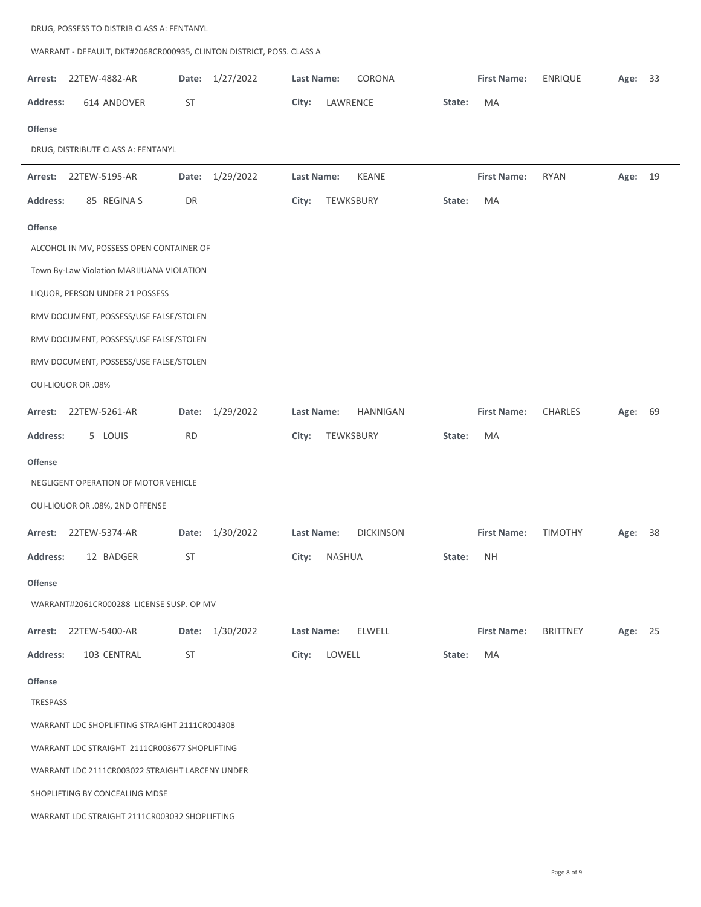DRUG, POSSESS TO DISTRIB CLASS A: FENTANYL

WARRANT - DEFAULT, DKT#2068CR000935, CLINTON DISTRICT, POSS. CLASS A

---

**Arrest:** 22TEW-4882-AR **Date:** 1/27/2022 **Last Name:** CORONA **First Name:** ENRIQUE **Age:** 33

**Address:** 614 ANDOVER ST **City:** LAWRENCE **State:** MA

**Offense**

DRUG, DISTRIBUTE CLASS A: FENTANYL

---

**Arrest:** 22TEW-5195-AR **Date:** 1/29/2022 **Last Name:** KEANE **First Name:** RYAN **Age:** 19

**Address:** 85 REGINA S DR **City:** TEWKSBURY **State:** MA

**Offense**

ALCOHOL IN MV, POSSESS OPEN CONTAINER OF

Town By-Law Violation MARIJUANA VIOLATION

LIQUOR, PERSON UNDER 21 POSSESS

RMV DOCUMENT, POSSESS/USE FALSE/STOLEN

RMV DOCUMENT, POSSESS/USE FALSE/STOLEN

RMV DOCUMENT, POSSESS/USE FALSE/STOLEN

OUI-LIQUOR OR .08%

---

**Arrest:** 22TEW-5261-AR **Date:** 1/29/2022 **Last Name:** HANNIGAN **First Name:** CHARLES **Age:** 69

**Address:** 5 LOUIS RD **City:** TEWKSBURY **State:** MA

**Offense**

NEGLIGENT OPERATION OF MOTOR VEHICLE

OUI-LIQUOR OR .08%, 2ND OFFENSE

---

**Arrest:** 22TEW-5374-AR **Date:** 1/30/2022 **Last Name:** DICKINSON **First Name:** TIMOTHY **Age:** 38

**Address:** 12 BADGER ST **City:** NASHUA **State:** NH

**Offense**

WARRANT#2061CR000288 LICENSE SUSP. OP MV

---

**Arrest:** 22TEW-5400-AR **Date:** 1/30/2022 **Last Name:** ELWELL **First Name:** BRITTNEY **Age:** 25

**Address:** 103 CENTRAL ST **City:** LOWELL **State:** MA

**Offense**

TRESPASS

WARRANT LDC SHOPLIFTING STRAIGHT 2111CR004308

WARRANT LDC STRAIGHT 2111CR003677 SHOPLIFTING

WARRANT LDC 2111CR003022 STRAIGHT LARCENY UNDER

SHOPLIFTING BY CONCEALING MDSE

WARRANT LDC STRAIGHT 2111CR003032 SHOPLIFTING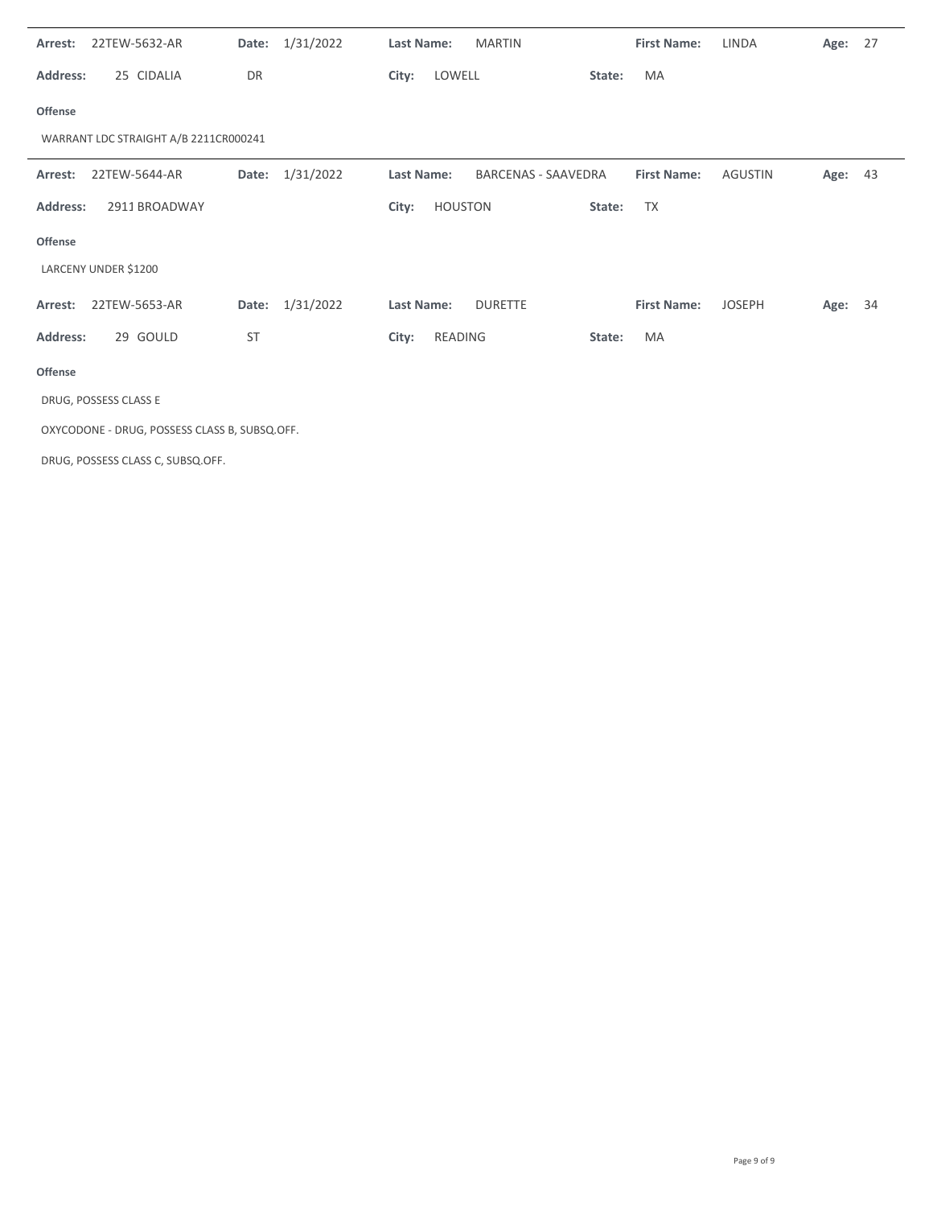**Arrest:** 22TEW-5632-AR **Date:** 1/31/2022 **Last Name:** MARTIN **First Name:** LINDA **Age:** 27

**Address:** 25 CIDALIA DR **City:** LOWELL **State:** MA

**Offense**

WARRANT LDC STRAIGHT A/B 2211CR000241

---

**Arrest:** 22TEW-5644-AR **Date:** 1/31/2022 **Last Name:** BARCENAS - SAAVEDRA **First Name:** AGUSTIN **Age:** 43

**Address:** 2911 BROADWAY **City:** HOUSTON **State:** TX

**Offense**

LARCENY UNDER $1200

**Arrest:** 22TEW-5653-AR **Date:** 1/31/2022 **Last Name:** DURETTE **First Name:** JOSEPH **Age:** 34

**Address:** 29 GOULD ST **City:** READING **State:** MA

**Offense**

DRUG, POSSESS CLASS E

OXYCODONE - DRUG, POSSESS CLASS B, SUBSQ.OFF.

DRUG, POSSESS CLASS C, SUBSQ.OFF.